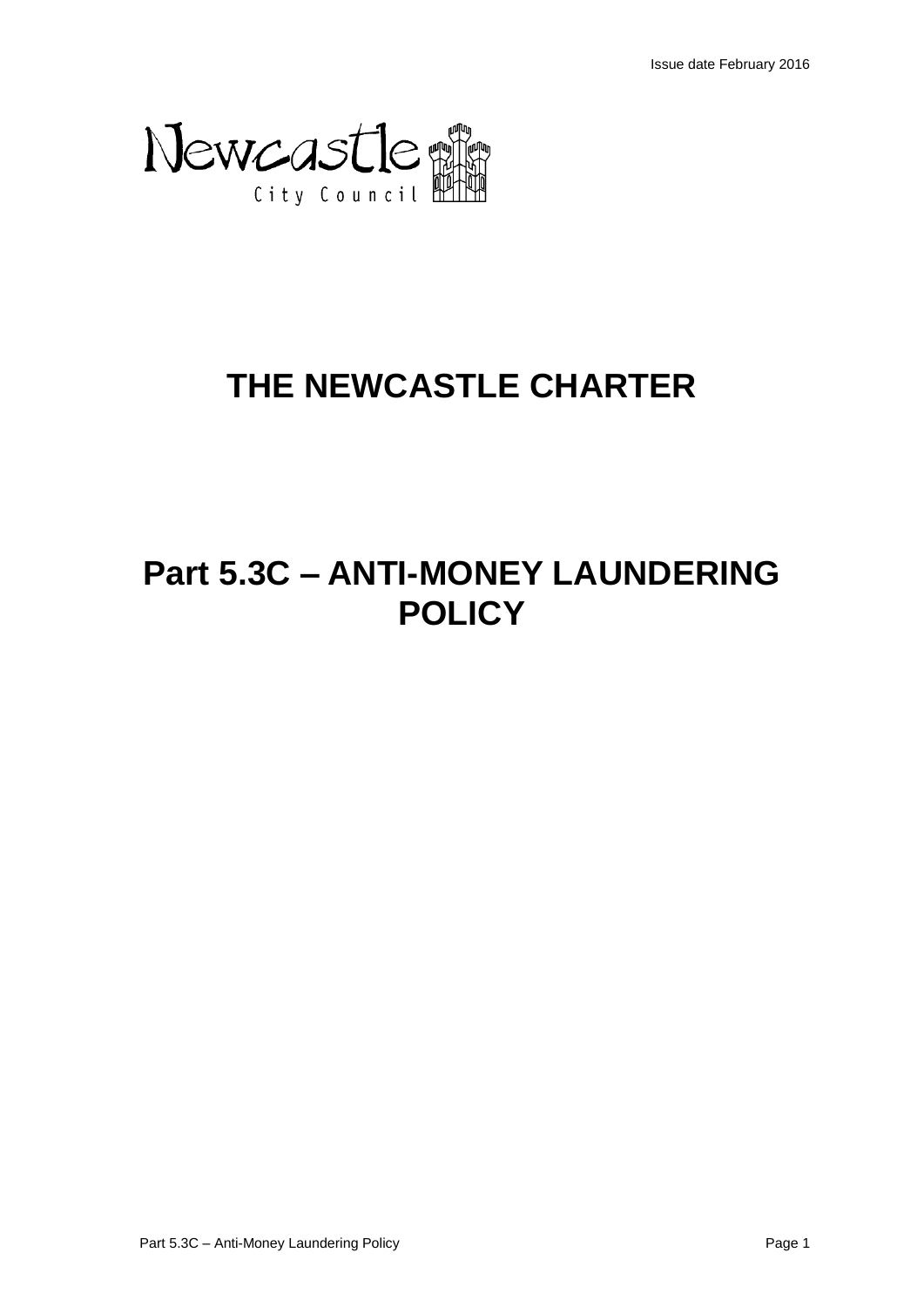Issue date February 2016

Newcastle City Council

# THE NEWCASTLE CHARTER

# Part 5.3C – ANTI-MONEY LAUNDERING POLICY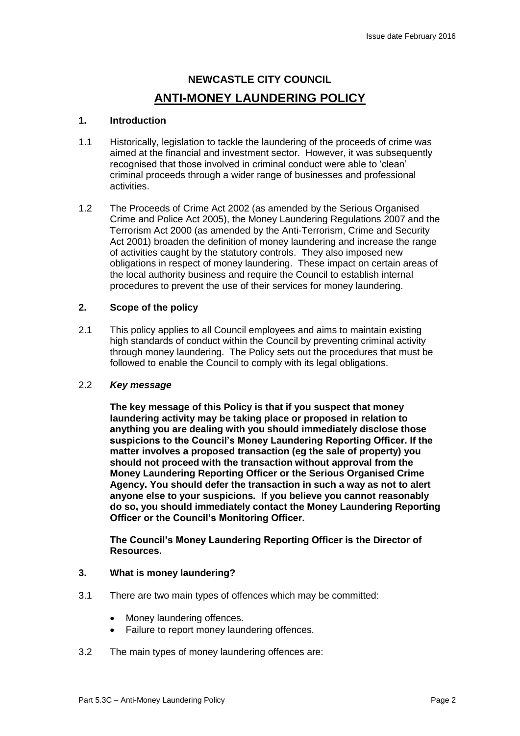# NEWCASTLE CITY COUNCIL

## ANTI-MONEY LAUNDERING POLICY

### 1. Introduction

1.1 Historically, legislation to tackle the laundering of the proceeds of crime was aimed at the financial and investment sector. However, it was subsequently recognised that those involved in criminal conduct were able to 'clean' criminal proceeds through a wider range of businesses and professional activities.

1.2 The Proceeds of Crime Act 2002 (as amended by the Serious Organised Crime and Police Act 2005), the Money Laundering Regulations 2007 and the Terrorism Act 2000 (as amended by the Anti-Terrorism, Crime and Security Act 2001) broaden the definition of money laundering and increase the range of activities caught by the statutory controls. They also imposed new obligations in respect of money laundering. These impact on certain areas of the local authority business and require the Council to establish internal procedures to prevent the use of their services for money laundering.

### 2. Scope of the policy

2.1 This policy applies to all Council employees and aims to maintain existing high standards of conduct within the Council by preventing criminal activity through money laundering. The Policy sets out the procedures that must be followed to enable the Council to comply with its legal obligations.

2.2 ***Key message***

**The key message of this Policy is that if you suspect that money laundering activity may be taking place or proposed in relation to anything you are dealing with you should immediately disclose those suspicions to the Council's Money Laundering Reporting Officer. If the matter involves a proposed transaction (eg the sale of property) you should not proceed with the transaction without approval from the Money Laundering Reporting Officer or the Serious Organised Crime Agency. You should defer the transaction in such a way as not to alert anyone else to your suspicions. If you believe you cannot reasonably do so, you should immediately contact the Money Laundering Reporting Officer or the Council's Monitoring Officer.**

**The Council's Money Laundering Reporting Officer is the Director of Resources.**

### 3. What is money laundering?

3.1 There are two main types of offences which may be committed:

- Money laundering offences.
- Failure to report money laundering offences.

3.2 The main types of money laundering offences are: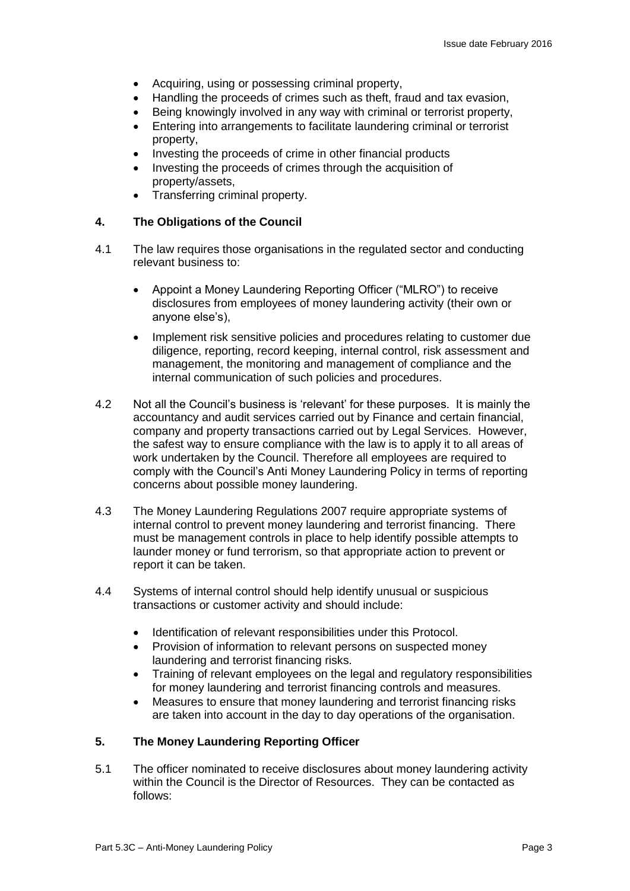- Acquiring, using or possessing criminal property,
- Handling the proceeds of crimes such as theft, fraud and tax evasion,
- Being knowingly involved in any way with criminal or terrorist property,
- Entering into arrangements to facilitate laundering criminal or terrorist property,
- Investing the proceeds of crime in other financial products
- Investing the proceeds of crimes through the acquisition of property/assets,
- Transferring criminal property.

## 4. The Obligations of the Council

4.1 The law requires those organisations in the regulated sector and conducting relevant business to:

- Appoint a Money Laundering Reporting Officer ("MLRO") to receive disclosures from employees of money laundering activity (their own or anyone else's),
- Implement risk sensitive policies and procedures relating to customer due diligence, reporting, record keeping, internal control, risk assessment and management, the monitoring and management of compliance and the internal communication of such policies and procedures.

4.2 Not all the Council's business is 'relevant' for these purposes. It is mainly the accountancy and audit services carried out by Finance and certain financial, company and property transactions carried out by Legal Services. However, the safest way to ensure compliance with the law is to apply it to all areas of work undertaken by the Council. Therefore all employees are required to comply with the Council's Anti Money Laundering Policy in terms of reporting concerns about possible money laundering.

4.3 The Money Laundering Regulations 2007 require appropriate systems of internal control to prevent money laundering and terrorist financing. There must be management controls in place to help identify possible attempts to launder money or fund terrorism, so that appropriate action to prevent or report it can be taken.

4.4 Systems of internal control should help identify unusual or suspicious transactions or customer activity and should include:

- Identification of relevant responsibilities under this Protocol.
- Provision of information to relevant persons on suspected money laundering and terrorist financing risks.
- Training of relevant employees on the legal and regulatory responsibilities for money laundering and terrorist financing controls and measures.
- Measures to ensure that money laundering and terrorist financing risks are taken into account in the day to day operations of the organisation.

## 5. The Money Laundering Reporting Officer

5.1 The officer nominated to receive disclosures about money laundering activity within the Council is the Director of Resources. They can be contacted as follows: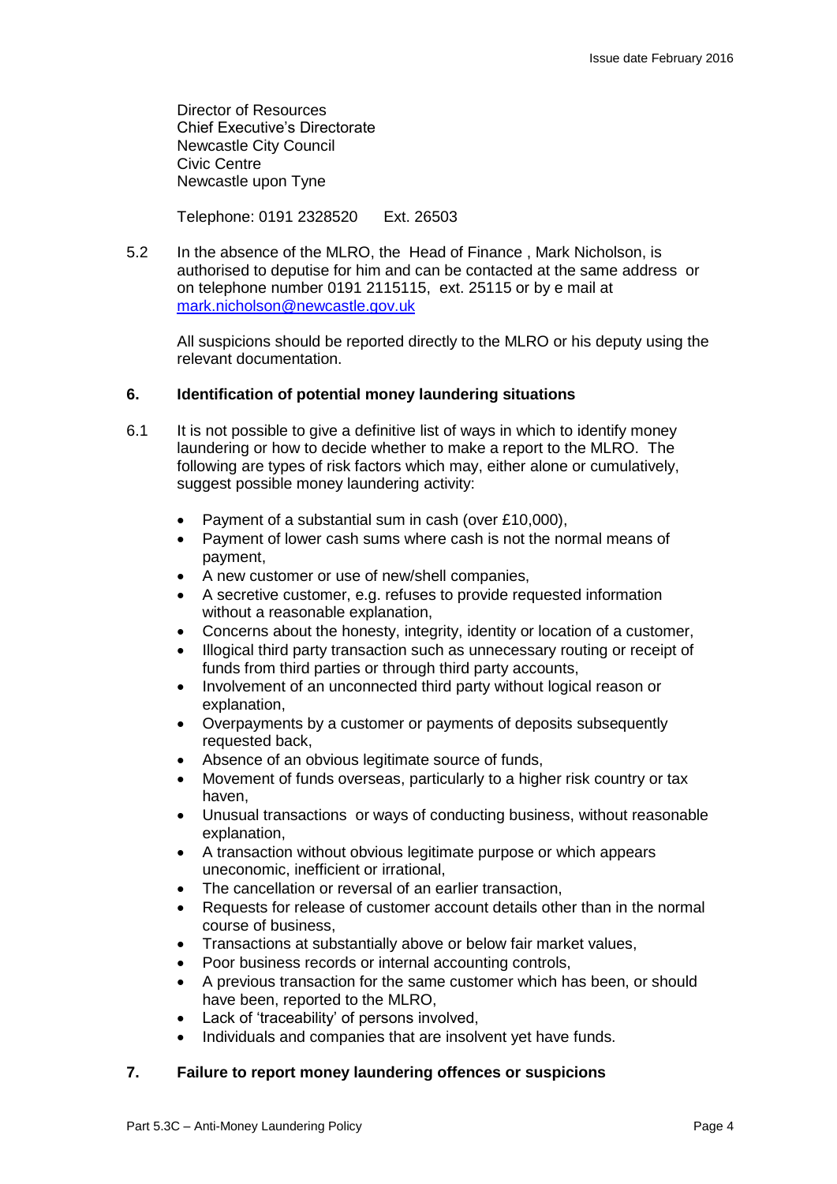Director of Resources
Chief Executive's Directorate
Newcastle City Council
Civic Centre
Newcastle upon Tyne

Telephone: 0191 2328520 Ext. 26503

5.2 In the absence of the MLRO, the Head of Finance , Mark Nicholson, is authorised to deputise for him and can be contacted at the same address or on telephone number 0191 2115115, ext. 25115 or by e mail at [mark.nicholson@newcastle.gov.uk](mailto:mark.nicholson@newcastle.gov.uk)

All suspicions should be reported directly to the MLRO or his deputy using the relevant documentation.

## 6. Identification of potential money laundering situations

6.1 It is not possible to give a definitive list of ways in which to identify money laundering or how to decide whether to make a report to the MLRO. The following are types of risk factors which may, either alone or cumulatively, suggest possible money laundering activity:

- Payment of a substantial sum in cash (over £10,000),
- Payment of lower cash sums where cash is not the normal means of payment,
- A new customer or use of new/shell companies,
- A secretive customer, e.g. refuses to provide requested information without a reasonable explanation,
- Concerns about the honesty, integrity, identity or location of a customer,
- Illogical third party transaction such as unnecessary routing or receipt of funds from third parties or through third party accounts,
- Involvement of an unconnected third party without logical reason or explanation,
- Overpayments by a customer or payments of deposits subsequently requested back,
- Absence of an obvious legitimate source of funds,
- Movement of funds overseas, particularly to a higher risk country or tax haven,
- Unusual transactions or ways of conducting business, without reasonable explanation,
- A transaction without obvious legitimate purpose or which appears uneconomic, inefficient or irrational,
- The cancellation or reversal of an earlier transaction,
- Requests for release of customer account details other than in the normal course of business,
- Transactions at substantially above or below fair market values,
- Poor business records or internal accounting controls,
- A previous transaction for the same customer which has been, or should have been, reported to the MLRO,
- Lack of 'traceability' of persons involved,
- Individuals and companies that are insolvent yet have funds.

## 7. Failure to report money laundering offences or suspicions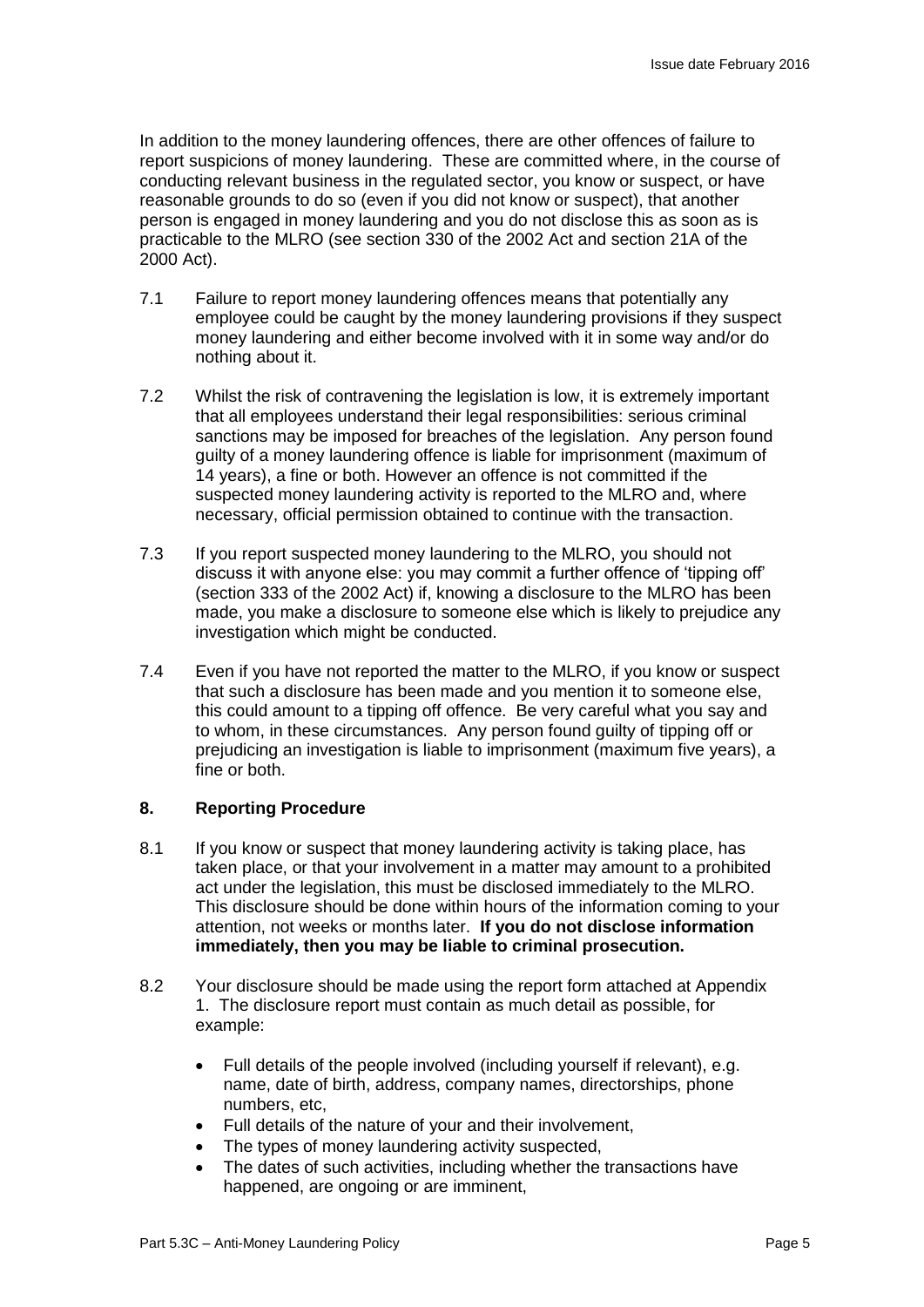In addition to the money laundering offences, there are other offences of failure to report suspicions of money laundering. These are committed where, in the course of conducting relevant business in the regulated sector, you know or suspect, or have reasonable grounds to do so (even if you did not know or suspect), that another person is engaged in money laundering and you do not disclose this as soon as is practicable to the MLRO (see section 330 of the 2002 Act and section 21A of the 2000 Act).

7.1 Failure to report money laundering offences means that potentially any employee could be caught by the money laundering provisions if they suspect money laundering and either become involved with it in some way and/or do nothing about it.

7.2 Whilst the risk of contravening the legislation is low, it is extremely important that all employees understand their legal responsibilities: serious criminal sanctions may be imposed for breaches of the legislation. Any person found guilty of a money laundering offence is liable for imprisonment (maximum of 14 years), a fine or both. However an offence is not committed if the suspected money laundering activity is reported to the MLRO and, where necessary, official permission obtained to continue with the transaction.

7.3 If you report suspected money laundering to the MLRO, you should not discuss it with anyone else: you may commit a further offence of 'tipping off' (section 333 of the 2002 Act) if, knowing a disclosure to the MLRO has been made, you make a disclosure to someone else which is likely to prejudice any investigation which might be conducted.

7.4 Even if you have not reported the matter to the MLRO, if you know or suspect that such a disclosure has been made and you mention it to someone else, this could amount to a tipping off offence. Be very careful what you say and to whom, in these circumstances. Any person found guilty of tipping off or prejudicing an investigation is liable to imprisonment (maximum five years), a fine or both.

## 8. Reporting Procedure

8.1 If you know or suspect that money laundering activity is taking place, has taken place, or that your involvement in a matter may amount to a prohibited act under the legislation, this must be disclosed immediately to the MLRO. This disclosure should be done within hours of the information coming to your attention, not weeks or months later. **If you do not disclose information immediately, then you may be liable to criminal prosecution.**

8.2 Your disclosure should be made using the report form attached at Appendix 1. The disclosure report must contain as much detail as possible, for example:

- Full details of the people involved (including yourself if relevant), e.g. name, date of birth, address, company names, directorships, phone numbers, etc,
- Full details of the nature of your and their involvement,
- The types of money laundering activity suspected,
- The dates of such activities, including whether the transactions have happened, are ongoing or are imminent,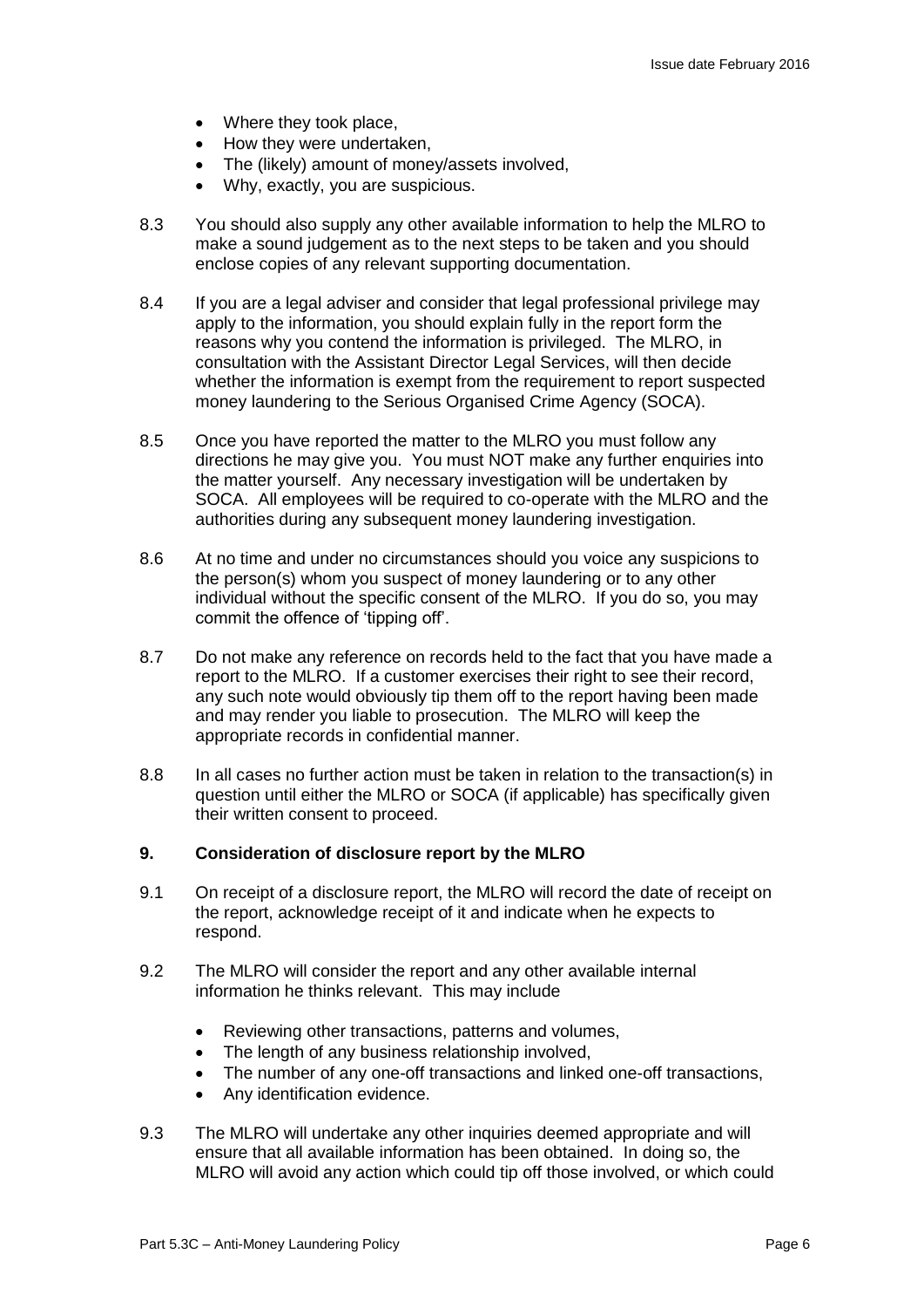- Where they took place,
- How they were undertaken,
- The (likely) amount of money/assets involved,
- Why, exactly, you are suspicious.

8.3 You should also supply any other available information to help the MLRO to make a sound judgement as to the next steps to be taken and you should enclose copies of any relevant supporting documentation.

8.4 If you are a legal adviser and consider that legal professional privilege may apply to the information, you should explain fully in the report form the reasons why you contend the information is privileged. The MLRO, in consultation with the Assistant Director Legal Services, will then decide whether the information is exempt from the requirement to report suspected money laundering to the Serious Organised Crime Agency (SOCA).

8.5 Once you have reported the matter to the MLRO you must follow any directions he may give you. You must NOT make any further enquiries into the matter yourself. Any necessary investigation will be undertaken by SOCA. All employees will be required to co-operate with the MLRO and the authorities during any subsequent money laundering investigation.

8.6 At no time and under no circumstances should you voice any suspicions to the person(s) whom you suspect of money laundering or to any other individual without the specific consent of the MLRO. If you do so, you may commit the offence of 'tipping off'.

8.7 Do not make any reference on records held to the fact that you have made a report to the MLRO. If a customer exercises their right to see their record, any such note would obviously tip them off to the report having been made and may render you liable to prosecution. The MLRO will keep the appropriate records in confidential manner.

8.8 In all cases no further action must be taken in relation to the transaction(s) in question until either the MLRO or SOCA (if applicable) has specifically given their written consent to proceed.

## 9. Consideration of disclosure report by the MLRO

9.1 On receipt of a disclosure report, the MLRO will record the date of receipt on the report, acknowledge receipt of it and indicate when he expects to respond.

9.2 The MLRO will consider the report and any other available internal information he thinks relevant. This may include

- Reviewing other transactions, patterns and volumes,
- The length of any business relationship involved,
- The number of any one-off transactions and linked one-off transactions,
- Any identification evidence.

9.3 The MLRO will undertake any other inquiries deemed appropriate and will ensure that all available information has been obtained. In doing so, the MLRO will avoid any action which could tip off those involved, or which could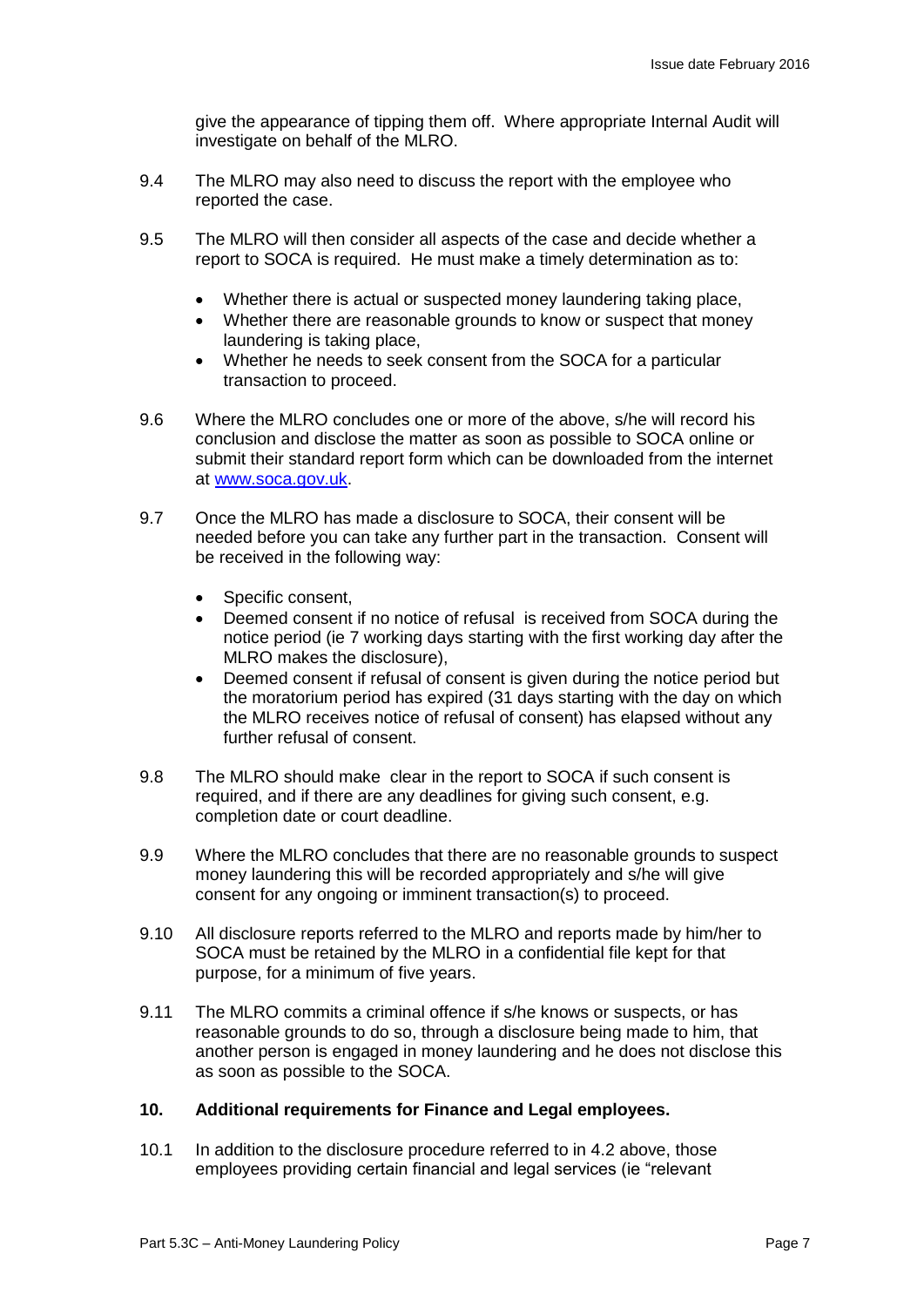give the appearance of tipping them off. Where appropriate Internal Audit will investigate on behalf of the MLRO.

9.4 The MLRO may also need to discuss the report with the employee who reported the case.

9.5 The MLRO will then consider all aspects of the case and decide whether a report to SOCA is required. He must make a timely determination as to:

- Whether there is actual or suspected money laundering taking place,
- Whether there are reasonable grounds to know or suspect that money laundering is taking place,
- Whether he needs to seek consent from the SOCA for a particular transaction to proceed.

9.6 Where the MLRO concludes one or more of the above, s/he will record his conclusion and disclose the matter as soon as possible to SOCA online or submit their standard report form which can be downloaded from the internet at www.soca.gov.uk.

9.7 Once the MLRO has made a disclosure to SOCA, their consent will be needed before you can take any further part in the transaction. Consent will be received in the following way:

- Specific consent,
- Deemed consent if no notice of refusal is received from SOCA during the notice period (ie 7 working days starting with the first working day after the MLRO makes the disclosure),
- Deemed consent if refusal of consent is given during the notice period but the moratorium period has expired (31 days starting with the day on which the MLRO receives notice of refusal of consent) has elapsed without any further refusal of consent.

9.8 The MLRO should make clear in the report to SOCA if such consent is required, and if there are any deadlines for giving such consent, e.g. completion date or court deadline.

9.9 Where the MLRO concludes that there are no reasonable grounds to suspect money laundering this will be recorded appropriately and s/he will give consent for any ongoing or imminent transaction(s) to proceed.

9.10 All disclosure reports referred to the MLRO and reports made by him/her to SOCA must be retained by the MLRO in a confidential file kept for that purpose, for a minimum of five years.

9.11 The MLRO commits a criminal offence if s/he knows or suspects, or has reasonable grounds to do so, through a disclosure being made to him, that another person is engaged in money laundering and he does not disclose this as soon as possible to the SOCA.

## 10. Additional requirements for Finance and Legal employees.

10.1 In addition to the disclosure procedure referred to in 4.2 above, those employees providing certain financial and legal services (ie "relevant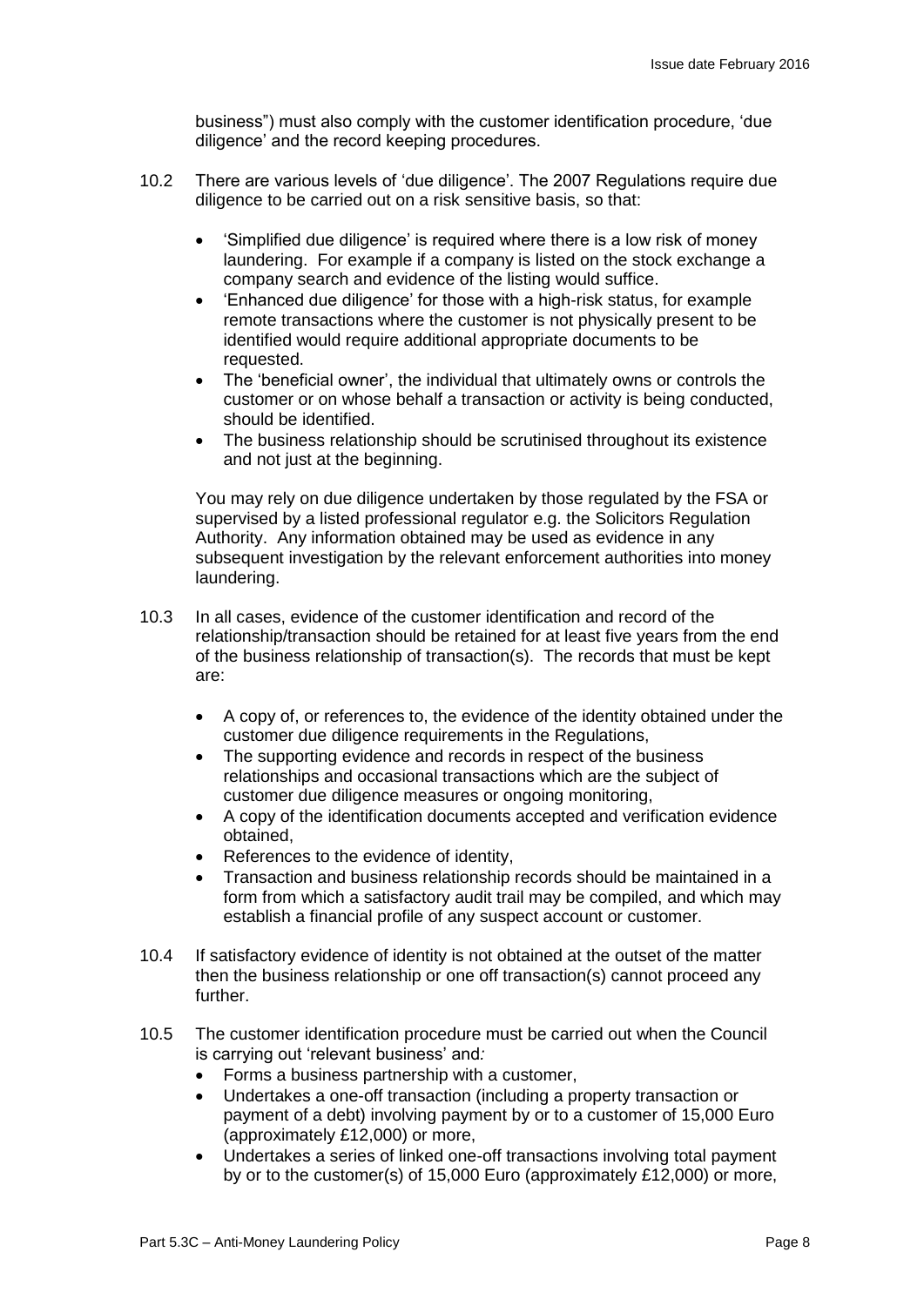business") must also comply with the customer identification procedure, 'due diligence' and the record keeping procedures.

10.2 There are various levels of 'due diligence'. The 2007 Regulations require due diligence to be carried out on a risk sensitive basis, so that:

- 'Simplified due diligence' is required where there is a low risk of money laundering. For example if a company is listed on the stock exchange a company search and evidence of the listing would suffice.
- 'Enhanced due diligence' for those with a high-risk status, for example remote transactions where the customer is not physically present to be identified would require additional appropriate documents to be requested.
- The 'beneficial owner', the individual that ultimately owns or controls the customer or on whose behalf a transaction or activity is being conducted, should be identified.
- The business relationship should be scrutinised throughout its existence and not just at the beginning.

You may rely on due diligence undertaken by those regulated by the FSA or supervised by a listed professional regulator e.g. the Solicitors Regulation Authority. Any information obtained may be used as evidence in any subsequent investigation by the relevant enforcement authorities into money laundering.

10.3 In all cases, evidence of the customer identification and record of the relationship/transaction should be retained for at least five years from the end of the business relationship of transaction(s). The records that must be kept are:

- A copy of, or references to, the evidence of the identity obtained under the customer due diligence requirements in the Regulations,
- The supporting evidence and records in respect of the business relationships and occasional transactions which are the subject of customer due diligence measures or ongoing monitoring,
- A copy of the identification documents accepted and verification evidence obtained,
- References to the evidence of identity,
- Transaction and business relationship records should be maintained in a form from which a satisfactory audit trail may be compiled, and which may establish a financial profile of any suspect account or customer.

10.4 If satisfactory evidence of identity is not obtained at the outset of the matter then the business relationship or one off transaction(s) cannot proceed any further.

10.5 The customer identification procedure must be carried out when the Council is carrying out 'relevant business' and*:*

- Forms a business partnership with a customer,
- Undertakes a one-off transaction (including a property transaction or payment of a debt) involving payment by or to a customer of 15,000 Euro (approximately £12,000) or more,
- Undertakes a series of linked one-off transactions involving total payment by or to the customer(s) of 15,000 Euro (approximately £12,000) or more,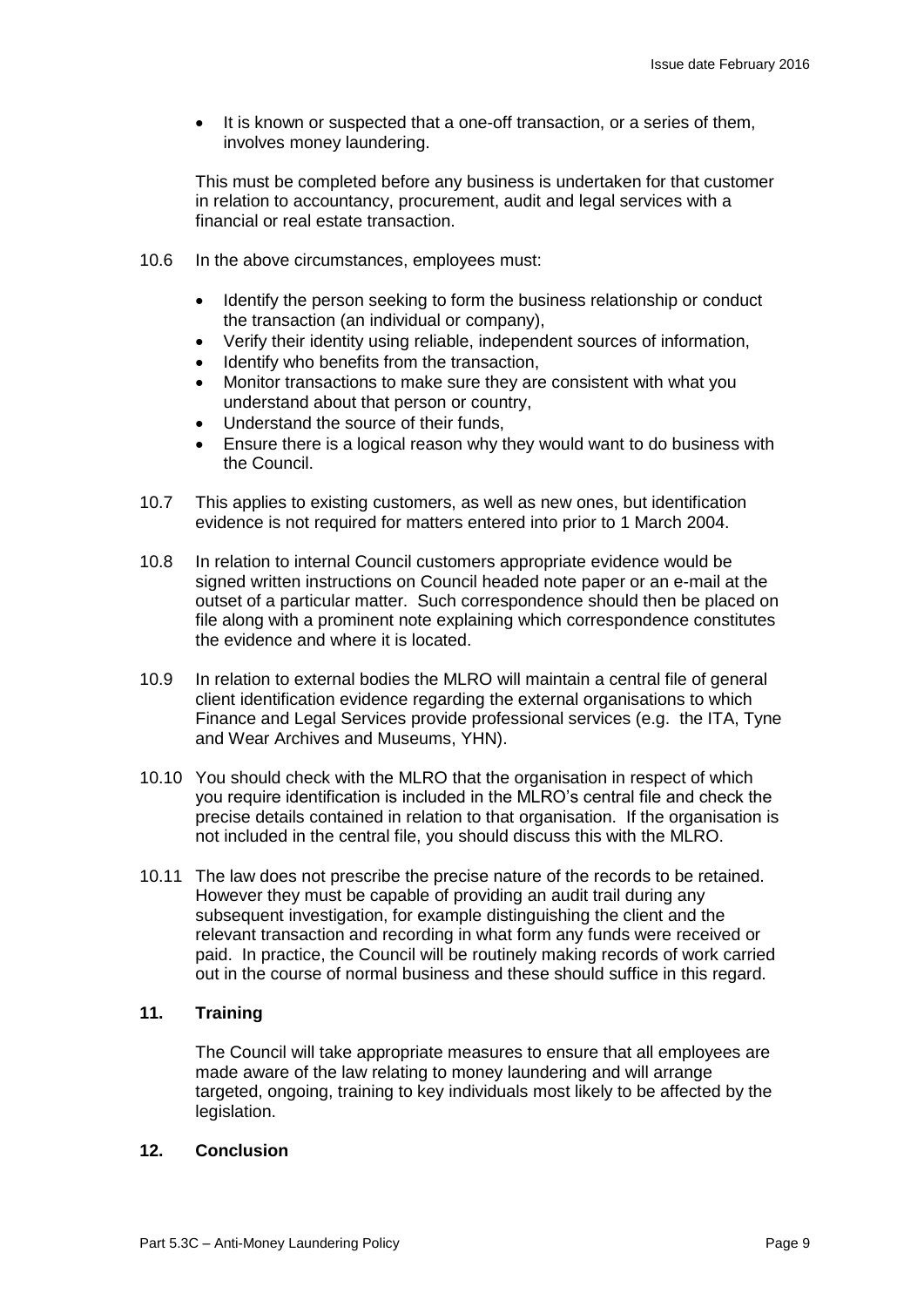- It is known or suspected that a one-off transaction, or a series of them, involves money laundering.

This must be completed before any business is undertaken for that customer in relation to accountancy, procurement, audit and legal services with a financial or real estate transaction.

10.6 In the above circumstances, employees must:

- Identify the person seeking to form the business relationship or conduct the transaction (an individual or company),
- Verify their identity using reliable, independent sources of information,
- Identify who benefits from the transaction,
- Monitor transactions to make sure they are consistent with what you understand about that person or country,
- Understand the source of their funds,
- Ensure there is a logical reason why they would want to do business with the Council.

10.7 This applies to existing customers, as well as new ones, but identification evidence is not required for matters entered into prior to 1 March 2004.

10.8 In relation to internal Council customers appropriate evidence would be signed written instructions on Council headed note paper or an e-mail at the outset of a particular matter. Such correspondence should then be placed on file along with a prominent note explaining which correspondence constitutes the evidence and where it is located.

10.9 In relation to external bodies the MLRO will maintain a central file of general client identification evidence regarding the external organisations to which Finance and Legal Services provide professional services (e.g. the ITA, Tyne and Wear Archives and Museums, YHN).

10.10 You should check with the MLRO that the organisation in respect of which you require identification is included in the MLRO's central file and check the precise details contained in relation to that organisation. If the organisation is not included in the central file, you should discuss this with the MLRO.

10.11 The law does not prescribe the precise nature of the records to be retained. However they must be capable of providing an audit trail during any subsequent investigation, for example distinguishing the client and the relevant transaction and recording in what form any funds were received or paid. In practice, the Council will be routinely making records of work carried out in the course of normal business and these should suffice in this regard.

## 11. Training

The Council will take appropriate measures to ensure that all employees are made aware of the law relating to money laundering and will arrange targeted, ongoing, training to key individuals most likely to be affected by the legislation.

## 12. Conclusion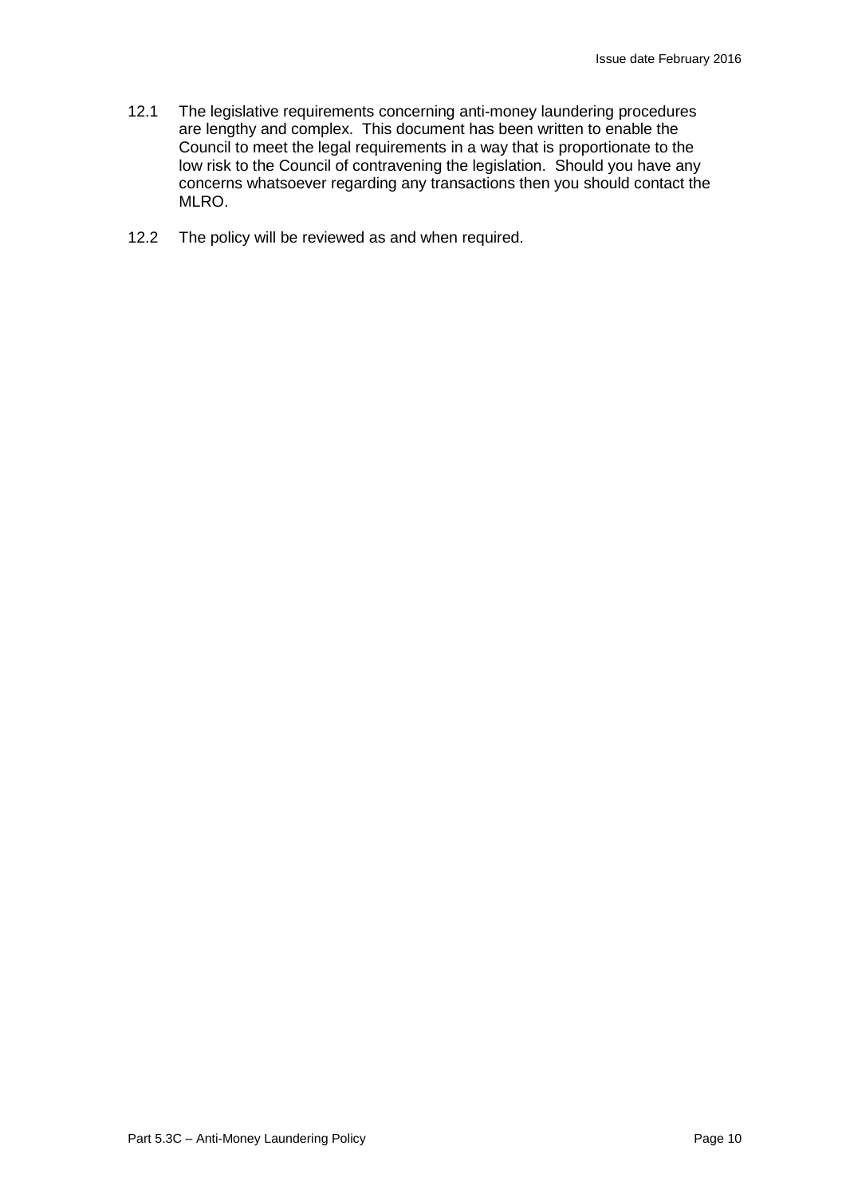12.1 The legislative requirements concerning anti-money laundering procedures are lengthy and complex. This document has been written to enable the Council to meet the legal requirements in a way that is proportionate to the low risk to the Council of contravening the legislation. Should you have any concerns whatsoever regarding any transactions then you should contact the MLRO.

12.2 The policy will be reviewed as and when required.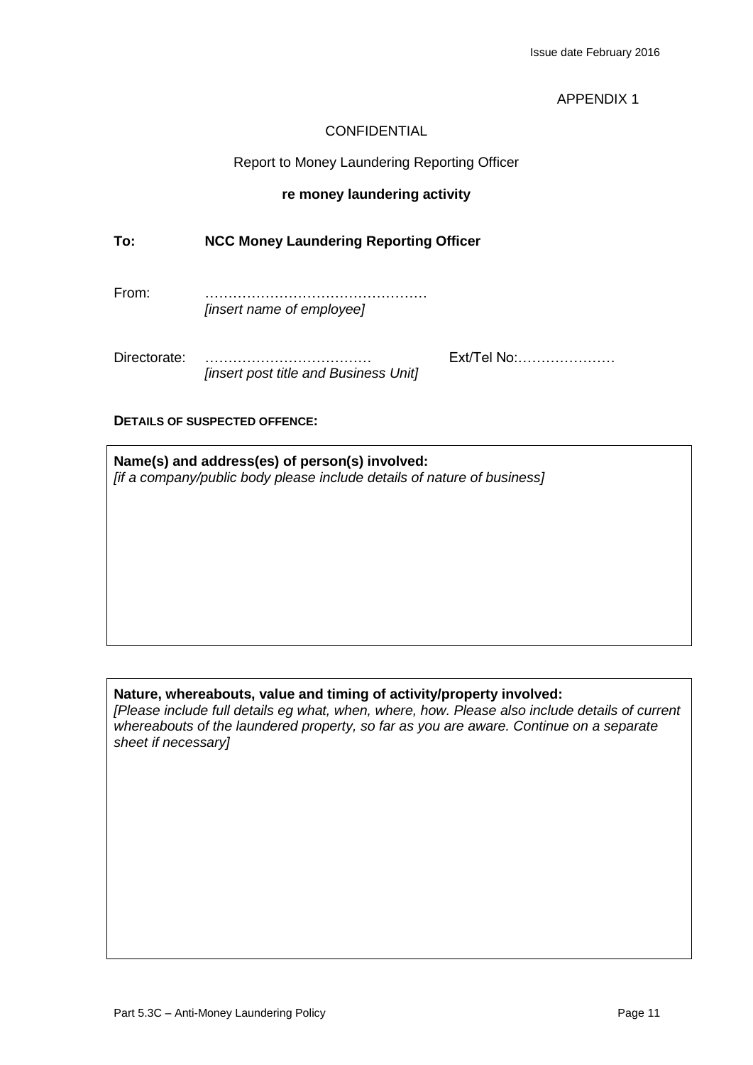APPENDIX 1

CONFIDENTIAL

Report to Money Laundering Reporting Officer

**re money laundering activity**

**To:** **NCC Money Laundering Reporting Officer**

From: …………………………………………
*[insert name of employee]*

Directorate: ……………………………… Ext/Tel No:…………………
*[insert post title and Business Unit]*

**DETAILS OF SUSPECTED OFFENCE:**

| **Name(s) and address(es) of person(s) involved:** *[if a company/public body please include details of nature of business]* |
|---|
| |

| **Nature, whereabouts, value and timing of activity/property involved:** *[Please include full details eg what, when, where, how. Please also include details of current whereabouts of the laundered property, so far as you are aware. Continue on a separate sheet if necessary]* |
|---|
| |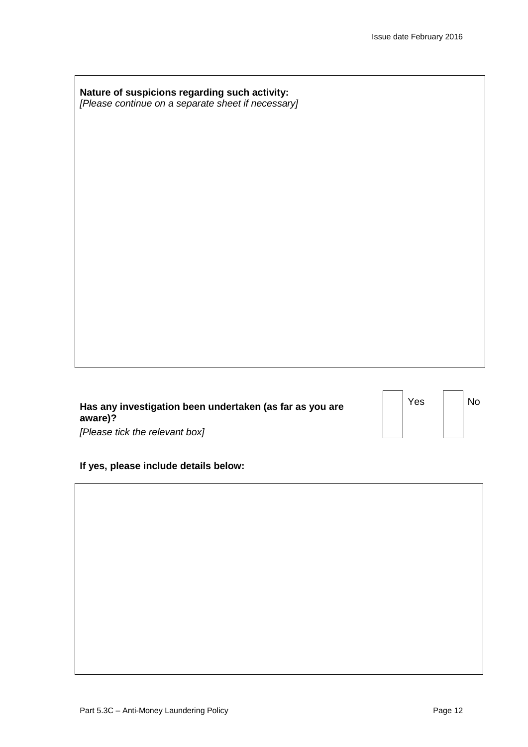**Nature of suspicions regarding such activity:**
*[Please continue on a separate sheet if necessary]*

**Has any investigation been undertaken (as far as you are aware)?**
*[Please tick the relevant box]*

☐ Yes ☐ No

**If yes, please include details below:**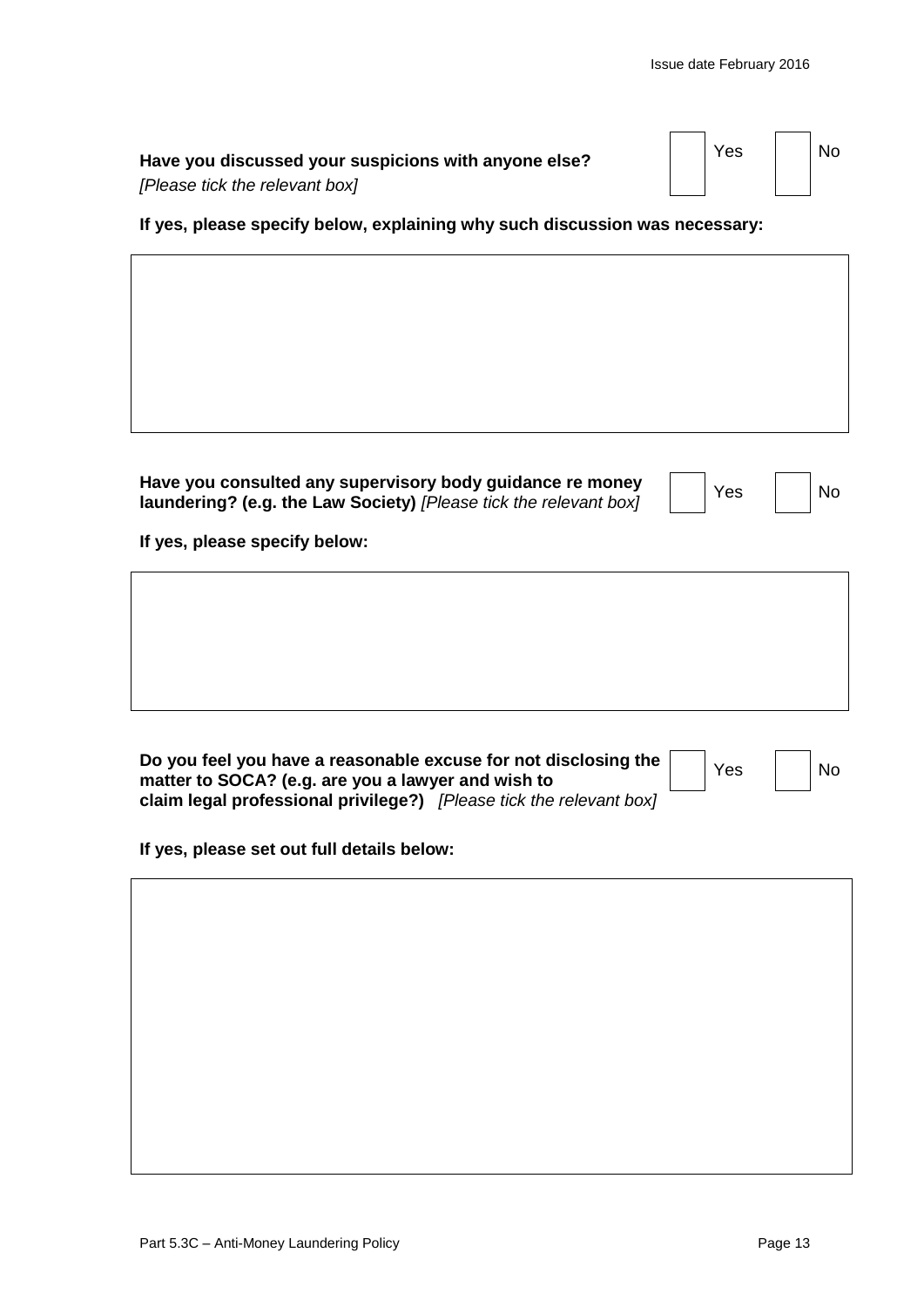**Have you discussed your suspicions with anyone else?** ☐ Yes ☐ No
*[Please tick the relevant box]*

**If yes, please specify below, explaining why such discussion was necessary:**

|   |
|---|
|   |

**Have you consulted any supervisory body guidance re money laundering? (e.g. the Law Society)** *[Please tick the relevant box]* ☐ Yes ☐ No

**If yes, please specify below:**

|   |
|---|
|   |

**Do you feel you have a reasonable excuse for not disclosing the matter to SOCA? (e.g. are you a lawyer and wish to claim legal professional privilege?)** *[Please tick the relevant box]* ☐ Yes ☐ No

**If yes, please set out full details below:**

|   |
|---|
|   |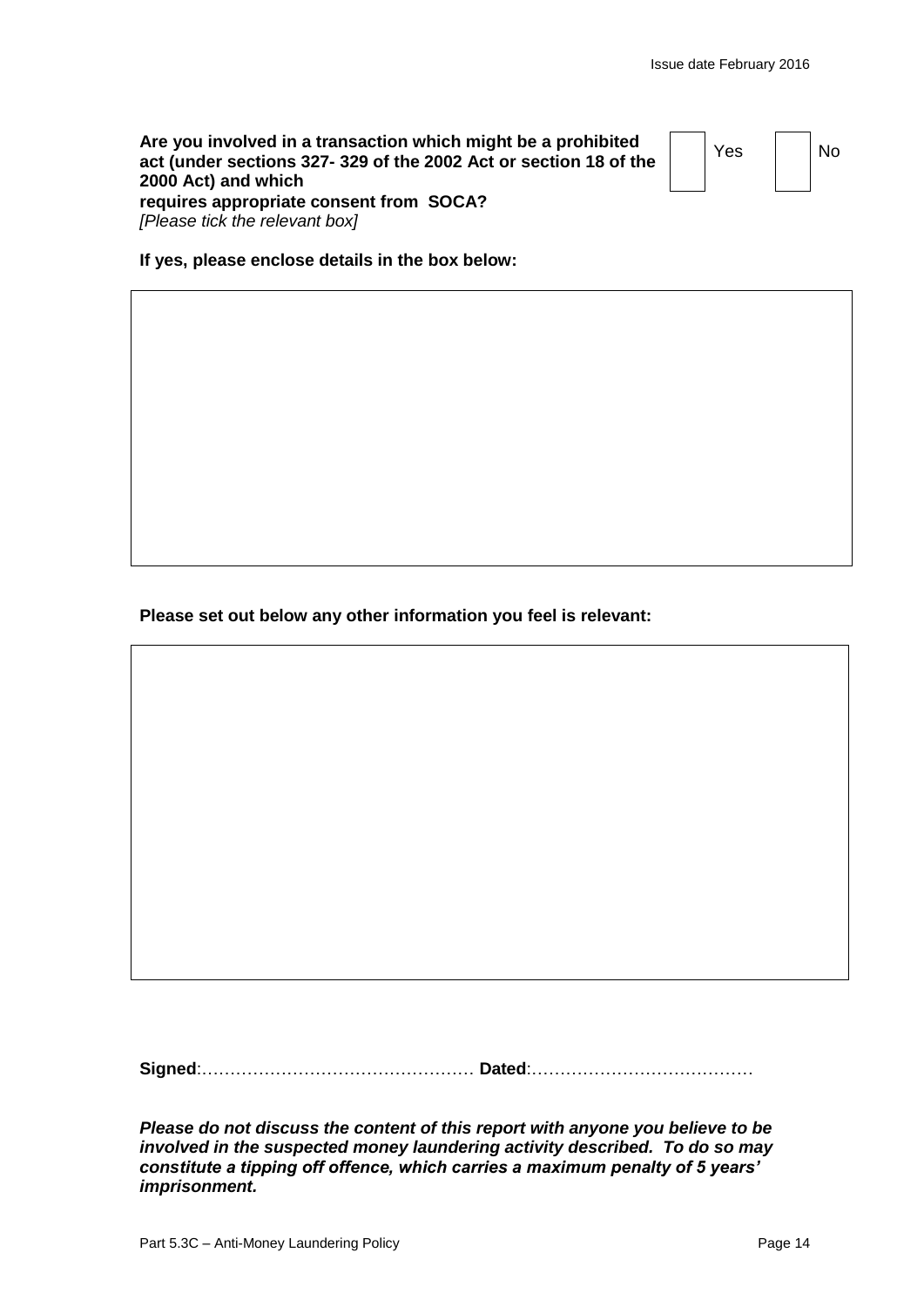**Are you involved in a transaction which might be a prohibited act (under sections 327- 329 of the 2002 Act or section 18 of the 2000 Act) and which requires appropriate consent from SOCA?**
*[Please tick the relevant box]*

☐ Yes ☐ No

**If yes, please enclose details in the box below:**

| |
|---|
| |

**Please set out below any other information you feel is relevant:**

| |
|---|
| |

**Signed**:………………………………………… **Dated**:…………………………………

***Please do not discuss the content of this report with anyone you believe to be involved in the suspected money laundering activity described. To do so may constitute a tipping off offence, which carries a maximum penalty of 5 years' imprisonment.***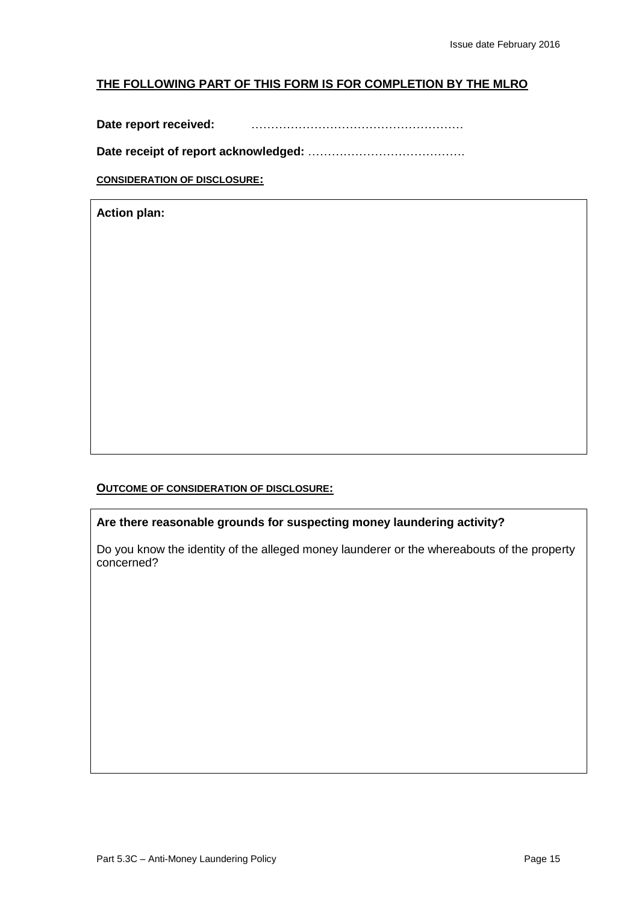**THE FOLLOWING PART OF THIS FORM IS FOR COMPLETION BY THE MLRO**

**Date report received:** ………………………………………………

**Date receipt of report acknowledged:** …………………………………

**CONSIDERATION OF DISCLOSURE:**

| **Action plan:** |
|---|
| |

**OUTCOME OF CONSIDERATION OF DISCLOSURE:**

| **Are there reasonable grounds for suspecting money laundering activity?**<br><br>Do you know the identity of the alleged money launderer or the whereabouts of the property concerned? |
|---|
| |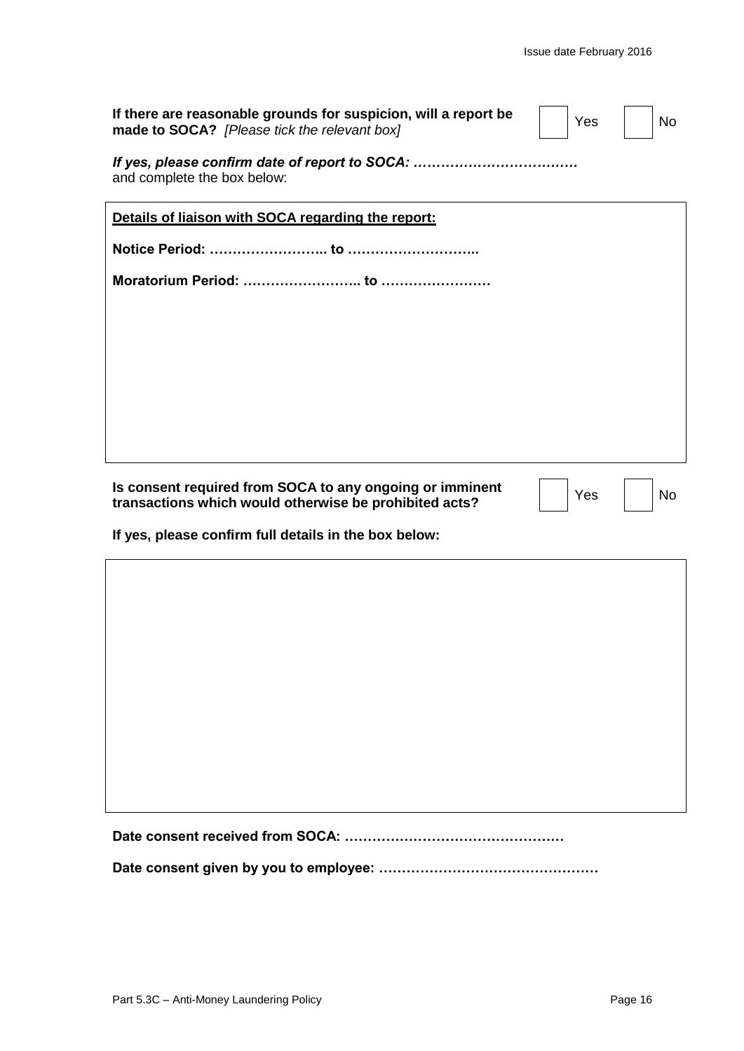**If there are reasonable grounds for suspicion, will a report be made to SOCA?** *[Please tick the relevant box]*

☐ Yes ☐ No

***If yes, please confirm date of report to SOCA: ………………………………***
and complete the box below:

**Details of liaison with SOCA regarding the report:**

**Notice Period: …………………….. to ………………………..**

**Moratorium Period: …………………….. to ……………………**

**Is consent required from SOCA to any ongoing or imminent transactions which would otherwise be prohibited acts?**

☐ Yes ☐ No

**If yes, please confirm full details in the box below:**

**Date consent received from SOCA: …………………………………………**

**Date consent given by you to employee: …………………………………………**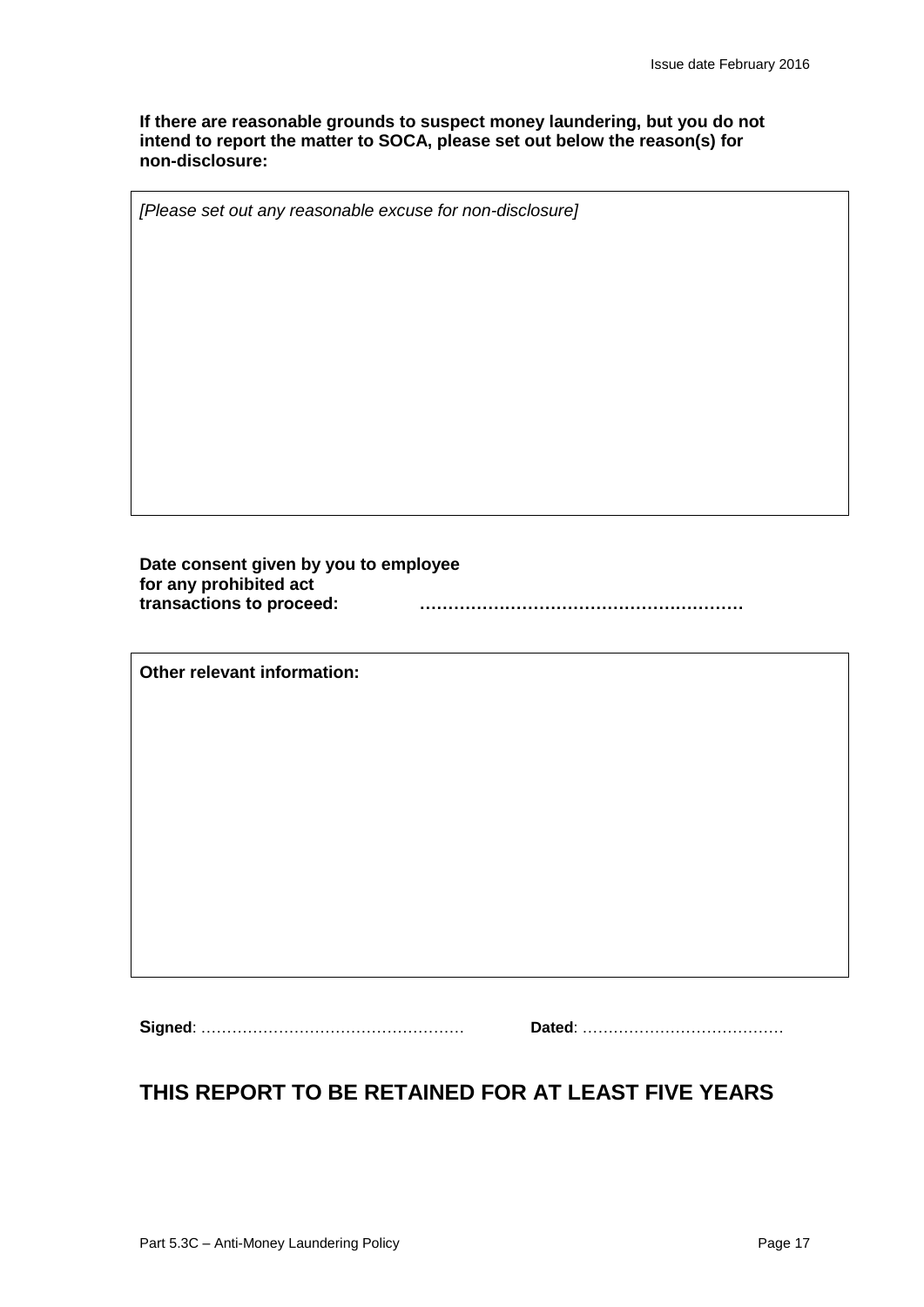**If there are reasonable grounds to suspect money laundering, but you do not intend to report the matter to SOCA, please set out below the reason(s) for non-disclosure:**

| |
|---|
| *[Please set out any reasonable excuse for non-disclosure]* |

**Date consent given by you to employee for any prohibited act transactions to proceed:** …………………………………………………

| |
|---|
| **Other relevant information:** |

**Signed**: ………………………………………………  **Dated**: …………………………………

## THIS REPORT TO BE RETAINED FOR AT LEAST FIVE YEARS